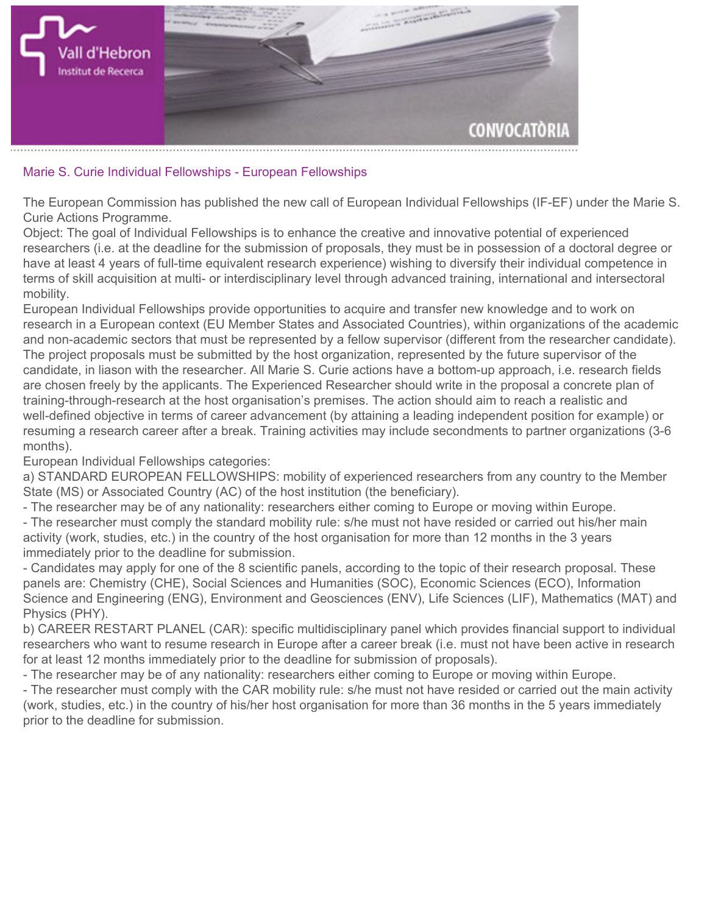Vall d'Hebron
Institut de Recerca

CONVOCATÒRIA

## Marie S. Curie Individual Fellowships - European Fellowships

The European Commission has published the new call of European Individual Fellowships (IF-EF) under the Marie S. Curie Actions Programme.

Object: The goal of Individual Fellowships is to enhance the creative and innovative potential of experienced researchers (i.e. at the deadline for the submission of proposals, they must be in possession of a doctoral degree or have at least 4 years of full-time equivalent research experience) wishing to diversify their individual competence in terms of skill acquisition at multi- or interdisciplinary level through advanced training, international and intersectoral mobility.

European Individual Fellowships provide opportunities to acquire and transfer new knowledge and to work on research in a European context (EU Member States and Associated Countries), within organizations of the academic and non-academic sectors that must be represented by a fellow supervisor (different from the researcher candidate). The project proposals must be submitted by the host organization, represented by the future supervisor of the candidate, in liason with the researcher. All Marie S. Curie actions have a bottom-up approach, i.e. research fields are chosen freely by the applicants. The Experienced Researcher should write in the proposal a concrete plan of training-through-research at the host organisation's premises. The action should aim to reach a realistic and well-defined objective in terms of career advancement (by attaining a leading independent position for example) or resuming a research career after a break. Training activities may include secondments to partner organizations (3-6 months).

European Individual Fellowships categories:

a) STANDARD EUROPEAN FELLOWSHIPS: mobility of experienced researchers from any country to the Member State (MS) or Associated Country (AC) of the host institution (the beneficiary).

- The researcher may be of any nationality: researchers either coming to Europe or moving within Europe.
- The researcher must comply the standard mobility rule: s/he must not have resided or carried out his/her main activity (work, studies, etc.) in the country of the host organisation for more than 12 months in the 3 years immediately prior to the deadline for submission.
- Candidates may apply for one of the 8 scientific panels, according to the topic of their research proposal. These panels are: Chemistry (CHE), Social Sciences and Humanities (SOC), Economic Sciences (ECO), Information Science and Engineering (ENG), Environment and Geosciences (ENV), Life Sciences (LIF), Mathematics (MAT) and Physics (PHY).

b) CAREER RESTART PLANEL (CAR): specific multidisciplinary panel which provides financial support to individual researchers who want to resume research in Europe after a career break (i.e. must not have been active in research for at least 12 months immediately prior to the deadline for submission of proposals).

- The researcher may be of any nationality: researchers either coming to Europe or moving within Europe.
- The researcher must comply with the CAR mobility rule: s/he must not have resided or carried out the main activity (work, studies, etc.) in the country of his/her host organisation for more than 36 months in the 5 years immediately prior to the deadline for submission.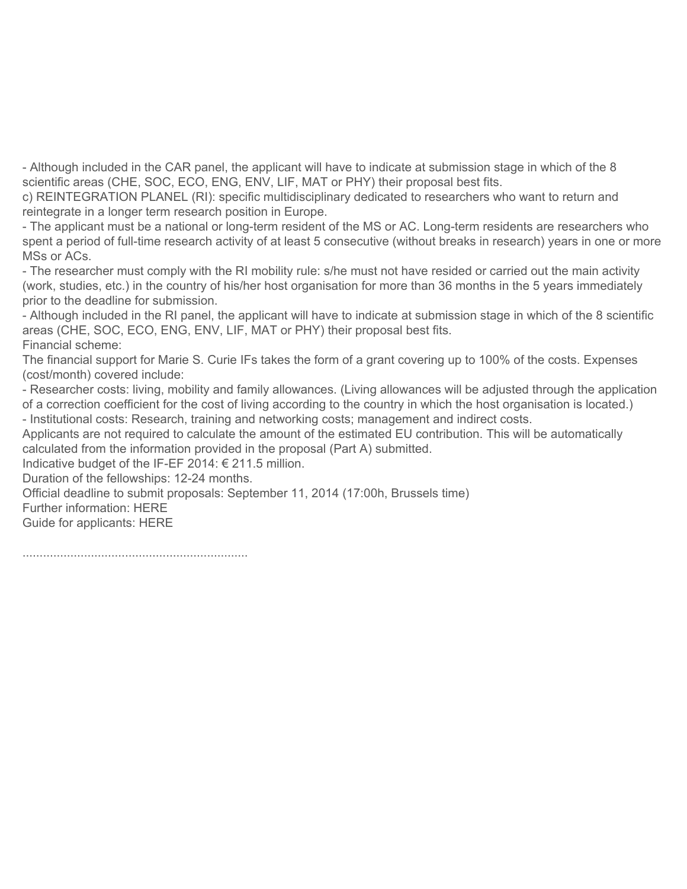- Although included in the CAR panel, the applicant will have to indicate at submission stage in which of the 8 scientific areas (CHE, SOC, ECO, ENG, ENV, LIF, MAT or PHY) their proposal best fits.

c) REINTEGRATION PLANEL (RI): specific multidisciplinary dedicated to researchers who want to return and reintegrate in a longer term research position in Europe.

- The applicant must be a national or long-term resident of the MS or AC. Long-term residents are researchers who spent a period of full-time research activity of at least 5 consecutive (without breaks in research) years in one or more MSs or ACs.
- The researcher must comply with the RI mobility rule: s/he must not have resided or carried out the main activity (work, studies, etc.) in the country of his/her host organisation for more than 36 months in the 5 years immediately prior to the deadline for submission.
- Although included in the RI panel, the applicant will have to indicate at submission stage in which of the 8 scientific areas (CHE, SOC, ECO, ENG, ENV, LIF, MAT or PHY) their proposal best fits.

Financial scheme:

The financial support for Marie S. Curie IFs takes the form of a grant covering up to 100% of the costs. Expenses (cost/month) covered include:

- Researcher costs: living, mobility and family allowances. (Living allowances will be adjusted through the application of a correction coefficient for the cost of living according to the country in which the host organisation is located.)
- Institutional costs: Research, training and networking costs; management and indirect costs.

Applicants are not required to calculate the amount of the estimated EU contribution. This will be automatically calculated from the information provided in the proposal (Part A) submitted.

Indicative budget of the IF-EF 2014: € 211.5 million.

Duration of the fellowships: 12-24 months.

Official deadline to submit proposals: September 11, 2014 (17:00h, Brussels time)

Further information: HERE

Guide for applicants: HERE

..................................................................